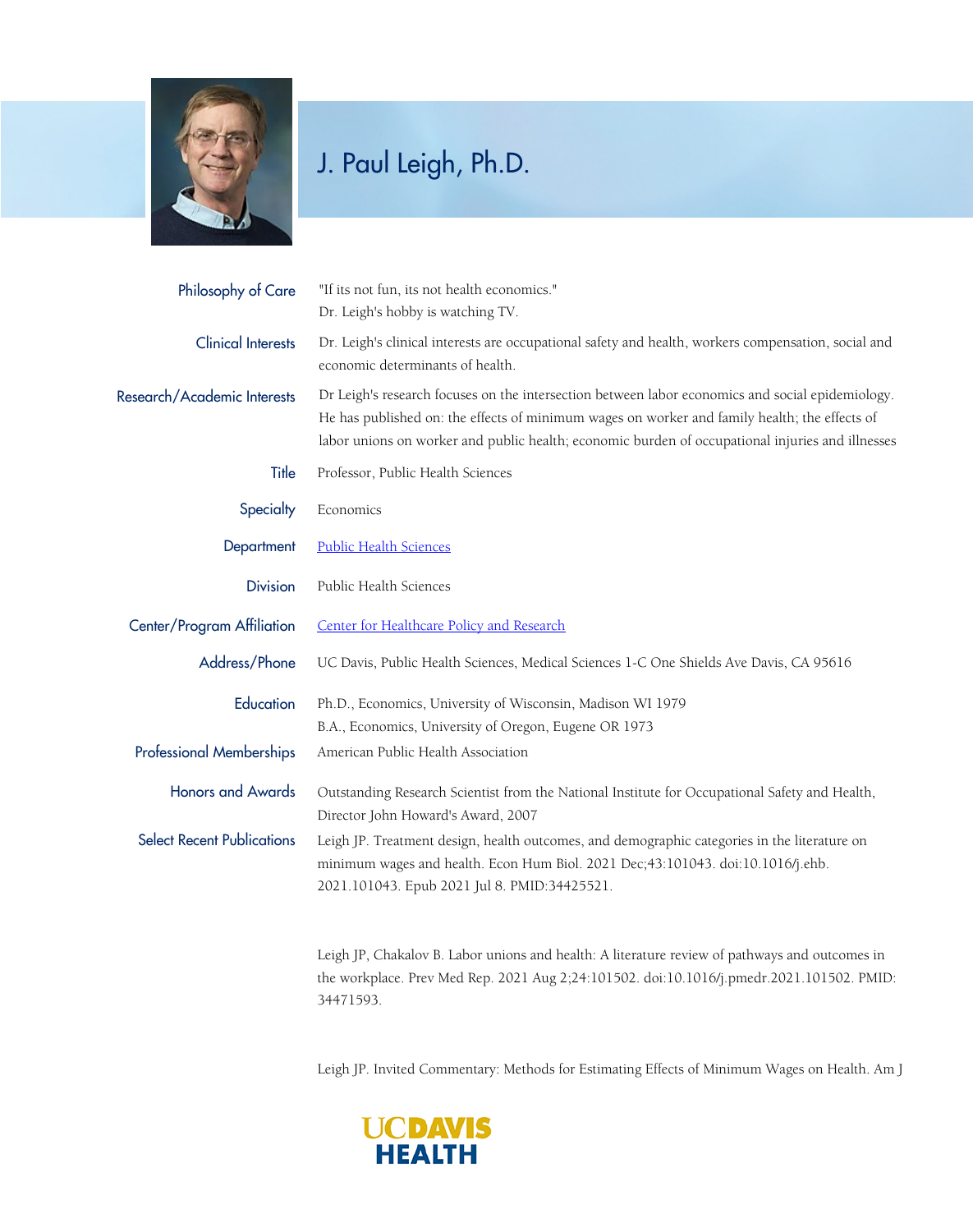# J. Paul Leigh, Ph.D.

| | |
|---|---|
| **Philosophy of Care** | "If its not fun, its not health economics."<br>Dr. Leigh's hobby is watching TV. |
| **Clinical Interests** | Dr. Leigh's clinical interests are occupational safety and health, workers compensation, social and economic determinants of health. |
| **Research/Academic Interests** | Dr Leigh's research focuses on the intersection between labor economics and social epidemiology. He has published on: the effects of minimum wages on worker and family health; the effects of labor unions on worker and public health; economic burden of occupational injuries and illnesses |
| **Title** | Professor, Public Health Sciences |
| **Specialty** | Economics |
| **Department** | Public Health Sciences |
| **Division** | Public Health Sciences |
| **Center/Program Affiliation** | Center for Healthcare Policy and Research |
| **Address/Phone** | UC Davis, Public Health Sciences, Medical Sciences 1-C One Shields Ave Davis, CA 95616 |
| **Education** | Ph.D., Economics, University of Wisconsin, Madison WI 1979<br>B.A., Economics, University of Oregon, Eugene OR 1973 |
| **Professional Memberships** | American Public Health Association |
| **Honors and Awards** | Outstanding Research Scientist from the National Institute for Occupational Safety and Health, Director John Howard's Award, 2007 |

**Select Recent Publications**

Leigh JP. Treatment design, health outcomes, and demographic categories in the literature on minimum wages and health. Econ Hum Biol. 2021 Dec;43:101043. doi:10.1016/j.ehb.2021.101043. Epub 2021 Jul 8. PMID:34425521.

Leigh JP, Chakalov B. Labor unions and health: A literature review of pathways and outcomes in the workplace. Prev Med Rep. 2021 Aug 2;24:101502. doi:10.1016/j.pmedr.2021.101502. PMID: 34471593.

Leigh JP. Invited Commentary: Methods for Estimating Effects of Minimum Wages on Health. Am J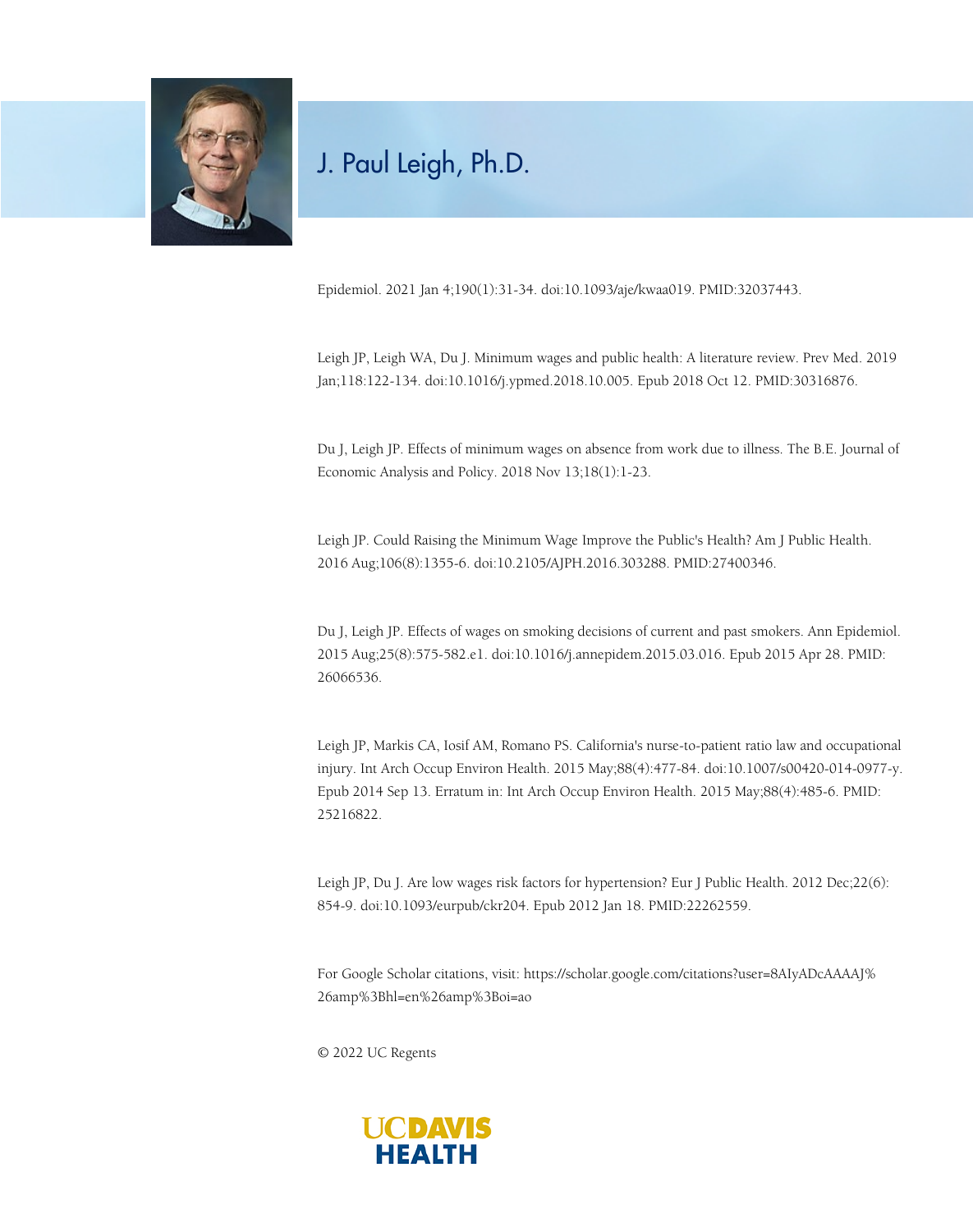# J. Paul Leigh, Ph.D.

Epidemiol. 2021 Jan 4;190(1):31-34. doi:10.1093/aje/kwaa019. PMID:32037443.

Leigh JP, Leigh WA, Du J. Minimum wages and public health: A literature review. Prev Med. 2019 Jan;118:122-134. doi:10.1016/j.ypmed.2018.10.005. Epub 2018 Oct 12. PMID:30316876.

Du J, Leigh JP. Effects of minimum wages on absence from work due to illness. The B.E. Journal of Economic Analysis and Policy. 2018 Nov 13;18(1):1-23.

Leigh JP. Could Raising the Minimum Wage Improve the Public's Health? Am J Public Health. 2016 Aug;106(8):1355-6. doi:10.2105/AJPH.2016.303288. PMID:27400346.

Du J, Leigh JP. Effects of wages on smoking decisions of current and past smokers. Ann Epidemiol. 2015 Aug;25(8):575-582.e1. doi:10.1016/j.annepidem.2015.03.016. Epub 2015 Apr 28. PMID: 26066536.

Leigh JP, Markis CA, Iosif AM, Romano PS. California's nurse-to-patient ratio law and occupational injury. Int Arch Occup Environ Health. 2015 May;88(4):477-84. doi:10.1007/s00420-014-0977-y. Epub 2014 Sep 13. Erratum in: Int Arch Occup Environ Health. 2015 May;88(4):485-6. PMID: 25216822.

Leigh JP, Du J. Are low wages risk factors for hypertension? Eur J Public Health. 2012 Dec;22(6): 854-9. doi:10.1093/eurpub/ckr204. Epub 2012 Jan 18. PMID:22262559.

For Google Scholar citations, visit: https://scholar.google.com/citations?user=8AIyADcAAAAJ%26amp%3Bhl=en%26amp%3Boi=ao

© 2022 UC Regents

UC DAVIS HEALTH